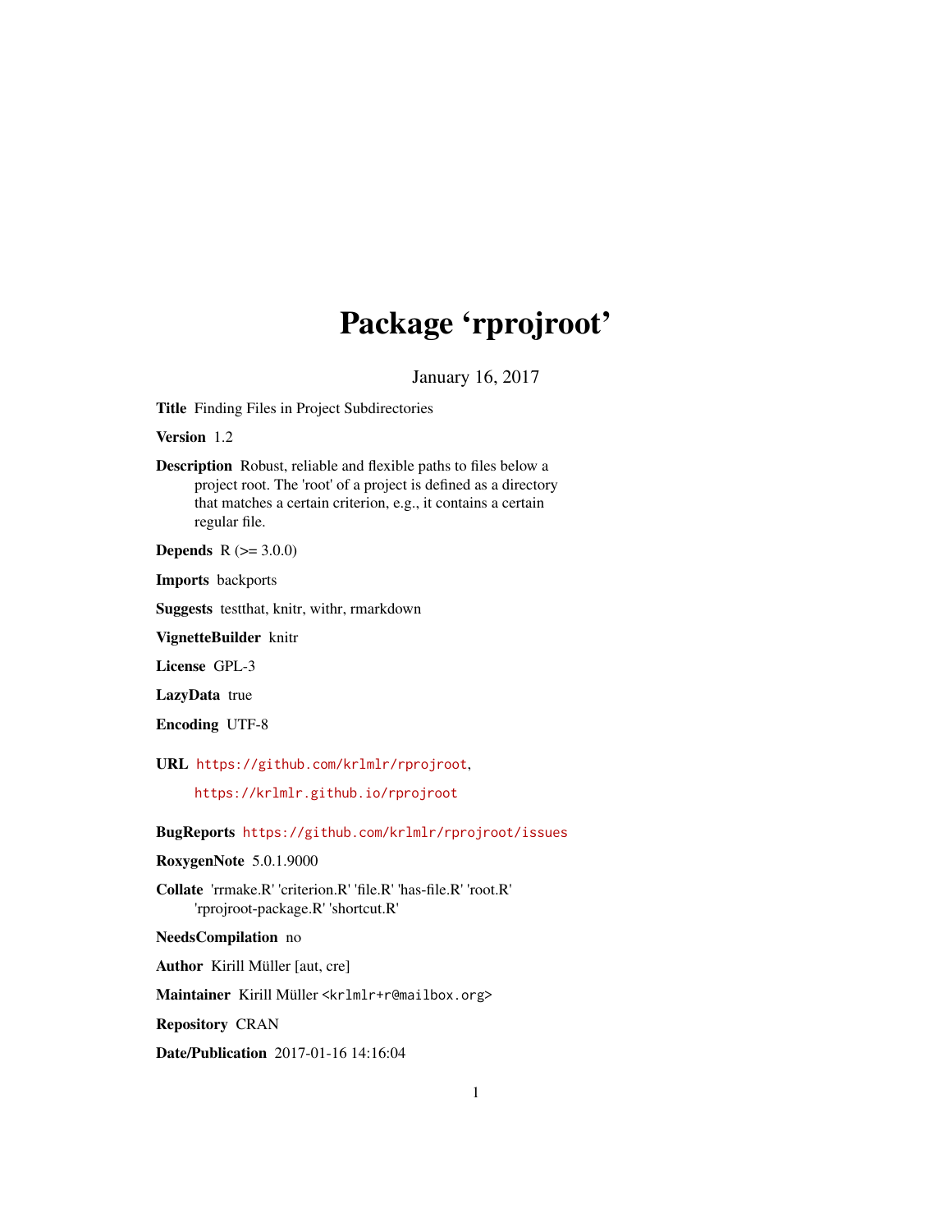# Package 'rprojroot'

January 16, 2017

**Title** Finding Files in Project Subdirectories

**Version** 1.2

**Description** Robust, reliable and flexible paths to files below a project root. The 'root' of a project is defined as a directory that matches a certain criterion, e.g., it contains a certain regular file.

**Depends** R (>= 3.0.0)

**Imports** backports

**Suggests** testthat, knitr, withr, rmarkdown

**VignetteBuilder** knitr

**License** GPL-3

**LazyData** true

**Encoding** UTF-8

**URL** https://github.com/krlmlr/rprojroot,

https://krlmlr.github.io/rprojroot

**BugReports** https://github.com/krlmlr/rprojroot/issues

**RoxygenNote** 5.0.1.9000

**Collate** 'rrmake.R' 'criterion.R' 'file.R' 'has-file.R' 'root.R' 'rprojroot-package.R' 'shortcut.R'

**NeedsCompilation** no

**Author** Kirill Müller [aut, cre]

**Maintainer** Kirill Müller <krlmlr+r@mailbox.org>

**Repository** CRAN

**Date/Publication** 2017-01-16 14:16:04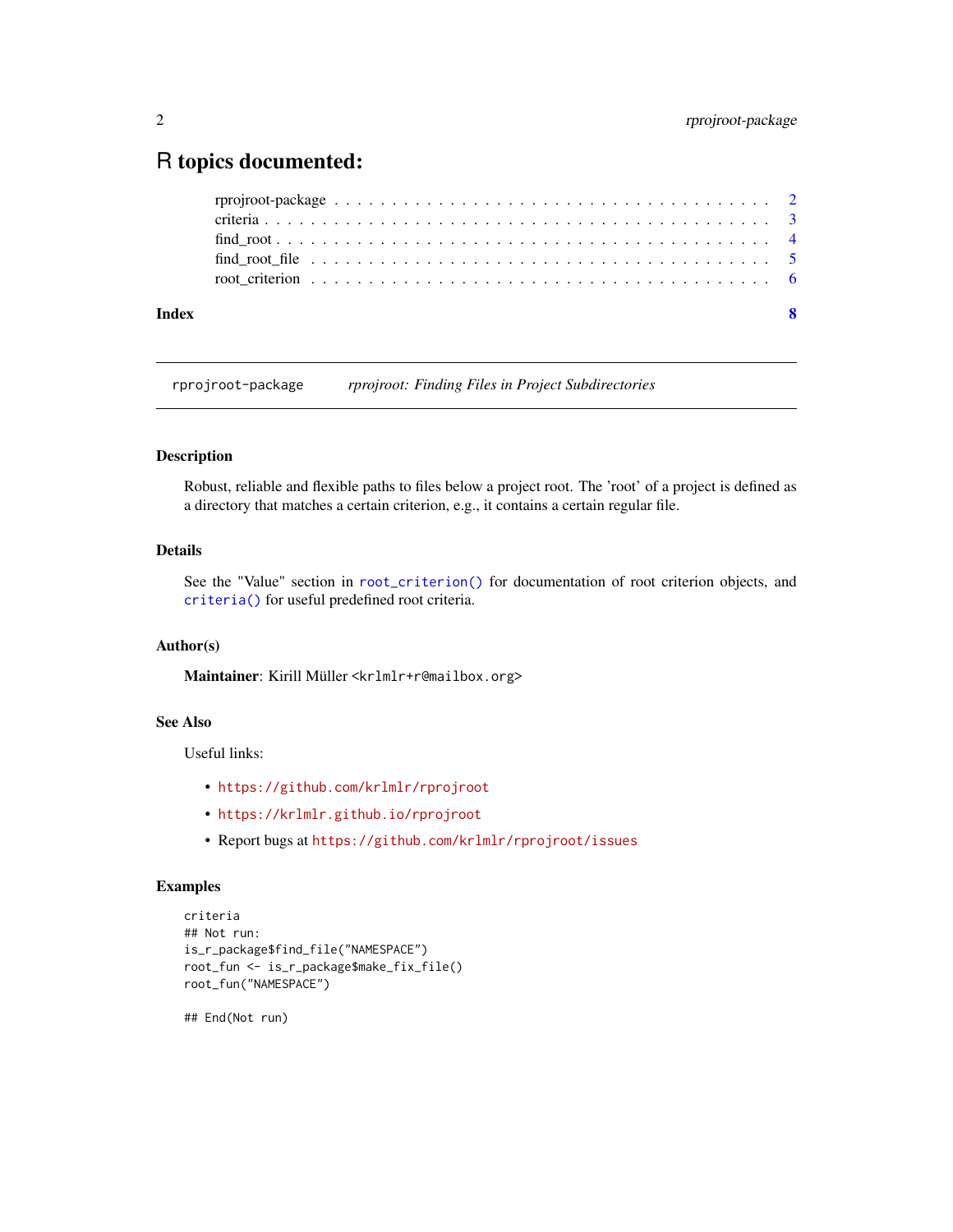# R topics documented:

rprojroot-package . . . . . . . . . . . . . . . . . . . . . . . . . . . . . . . . . . . . . . 2
criteria . . . . . . . . . . . . . . . . . . . . . . . . . . . . . . . . . . . . . . . . . . . . 3
find_root . . . . . . . . . . . . . . . . . . . . . . . . . . . . . . . . . . . . . . . . . . . 4
find_root_file . . . . . . . . . . . . . . . . . . . . . . . . . . . . . . . . . . . . . . . . . 5
root_criterion . . . . . . . . . . . . . . . . . . . . . . . . . . . . . . . . . . . . . . . . . 6

**Index** **8**

---

`rprojroot-package` *rprojroot: Finding Files in Project Subdirectories*

---

### Description

Robust, reliable and flexible paths to files below a project root. The 'root' of a project is defined as a directory that matches a certain criterion, e.g., it contains a certain regular file.

### Details

See the "Value" section in `root_criterion()` for documentation of root criterion objects, and `criteria()` for useful predefined root criteria.

### Author(s)

**Maintainer**: Kirill Müller <krlmlr+r@mailbox.org>

### See Also

Useful links:

- https://github.com/krlmlr/rprojroot
- https://krlmlr.github.io/rprojroot
- Report bugs at https://github.com/krlmlr/rprojroot/issues

### Examples

```
criteria
## Not run:
is_r_package$find_file("NAMESPACE")
root_fun <- is_r_package$make_fix_file()
root_fun("NAMESPACE")

## End(Not run)
```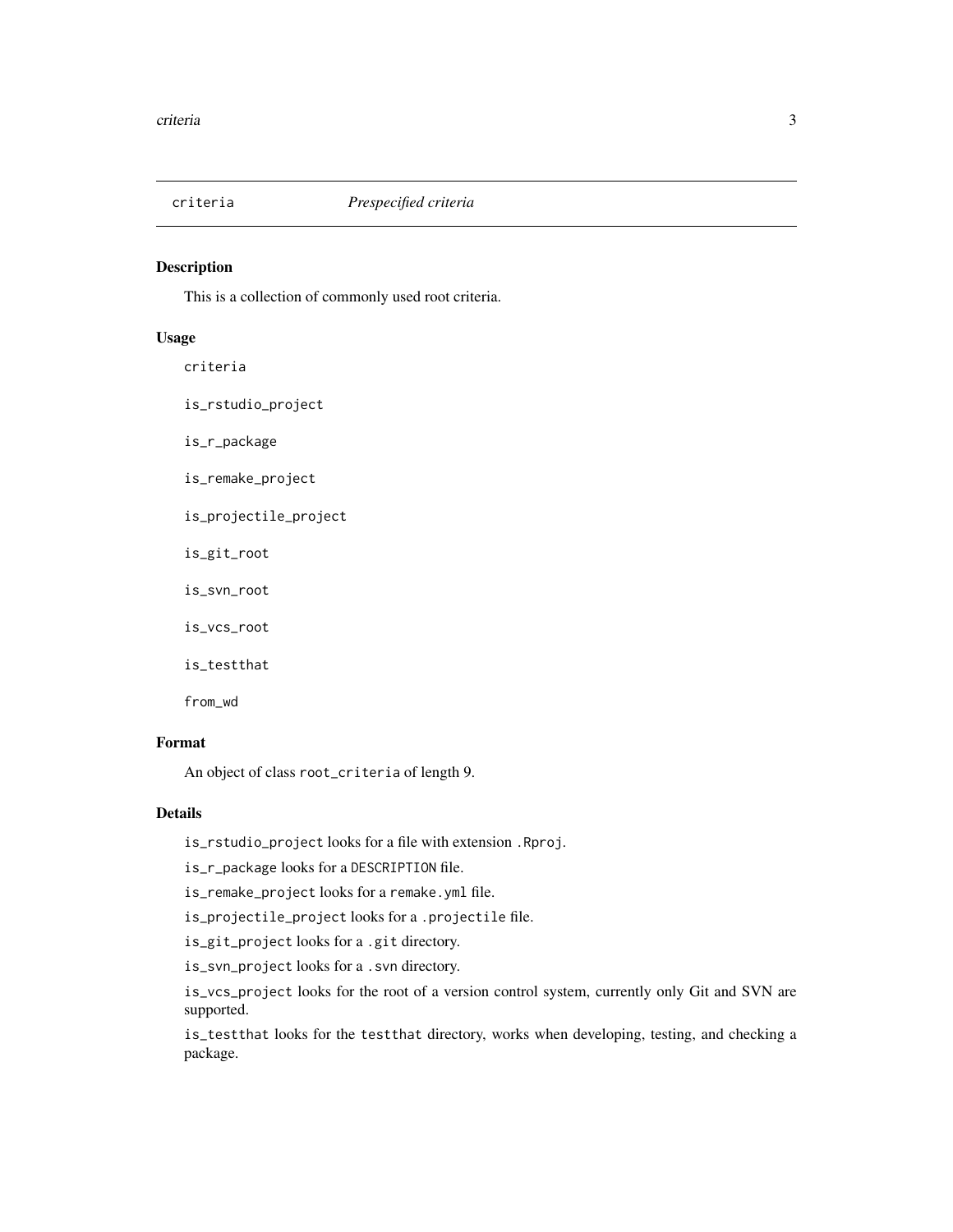## criteria *Prespecified criteria*

### Description

This is a collection of commonly used root criteria.

### Usage

```
criteria

is_rstudio_project

is_r_package

is_remake_project

is_projectile_project

is_git_root

is_svn_root

is_vcs_root

is_testthat

from_wd
```

### Format

An object of class `root_criteria` of length 9.

### Details

`is_rstudio_project` looks for a file with extension `.Rproj`.

`is_r_package` looks for a `DESCRIPTION` file.

`is_remake_project` looks for a `remake.yml` file.

`is_projectile_project` looks for a `.projectile` file.

`is_git_project` looks for a `.git` directory.

`is_svn_project` looks for a `.svn` directory.

`is_vcs_project` looks for the root of a version control system, currently only Git and SVN are supported.

`is_testthat` looks for the `testthat` directory, works when developing, testing, and checking a package.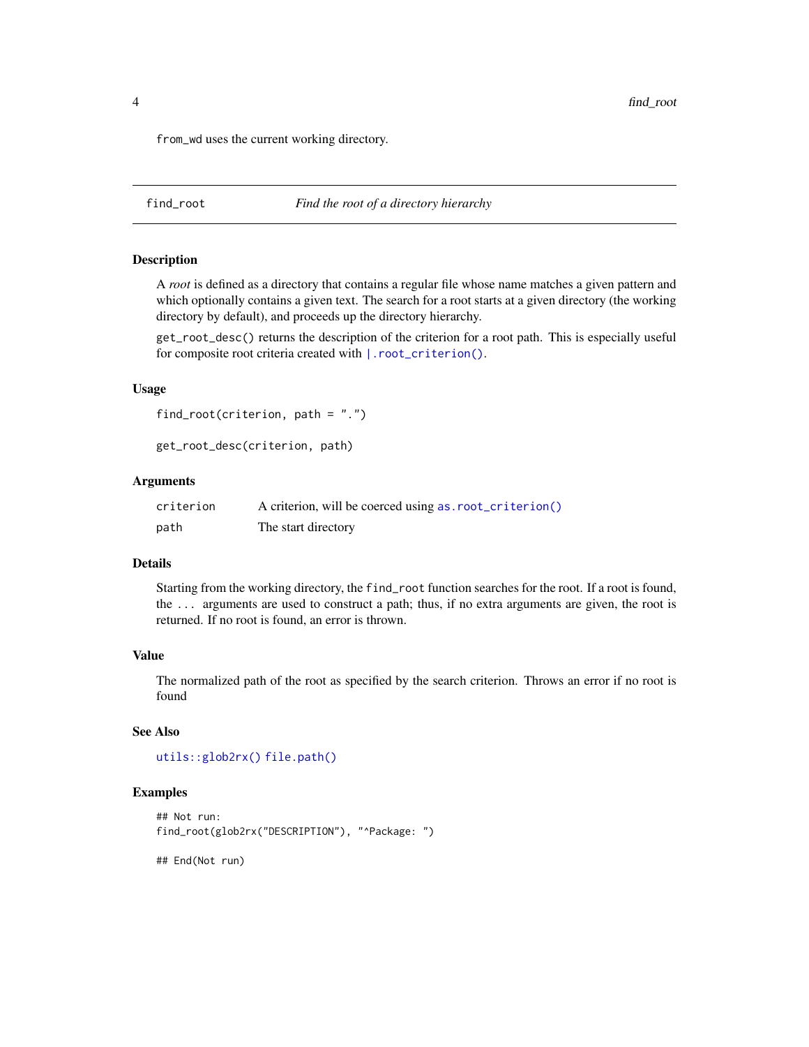`from_wd` uses the current working directory.

---

## find_root — *Find the root of a directory hierarchy*

### Description

A *root* is defined as a directory that contains a regular file whose name matches a given pattern and which optionally contains a given text. The search for a root starts at a given directory (the working directory by default), and proceeds up the directory hierarchy.

`get_root_desc()` returns the description of the criterion for a root path. This is especially useful for composite root criteria created with `|.root_criterion()`.

### Usage

```
find_root(criterion, path = ".")

get_root_desc(criterion, path)
```

### Arguments

| | |
|---|---|
| `criterion` | A criterion, will be coerced using `as.root_criterion()` |
| `path` | The start directory |

### Details

Starting from the working directory, the `find_root` function searches for the root. If a root is found, the `...` arguments are used to construct a path; thus, if no extra arguments are given, the root is returned. If no root is found, an error is thrown.

### Value

The normalized path of the root as specified by the search criterion. Throws an error if no root is found

### See Also

`utils::glob2rx()` `file.path()`

### Examples

```
## Not run:
find_root(glob2rx("DESCRIPTION"), "^Package: ")

## End(Not run)
```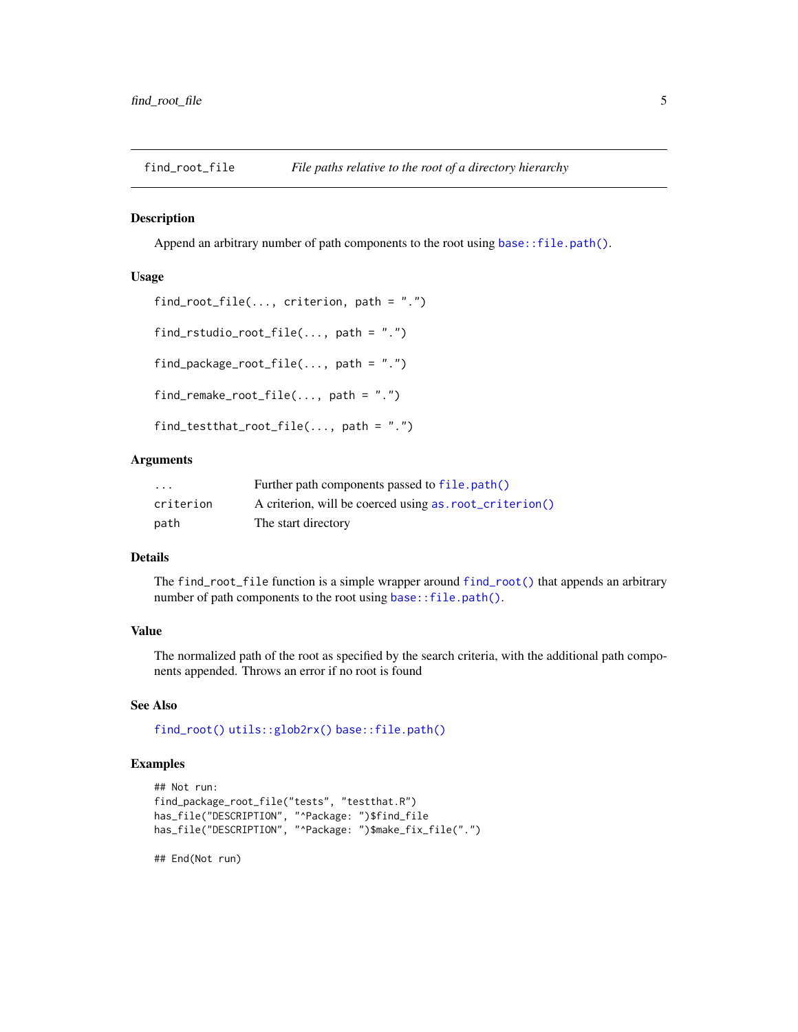## find_root_file &nbsp;&nbsp;&nbsp; *File paths relative to the root of a directory hierarchy*

### Description

Append an arbitrary number of path components to the root using `base::file.path()`.

### Usage

```
find_root_file(..., criterion, path = ".")

find_rstudio_root_file(..., path = ".")

find_package_root_file(..., path = ".")

find_remake_root_file(..., path = ".")

find_testthat_root_file(..., path = ".")
```

### Arguments

| | |
|---|---|
| `...` | Further path components passed to `file.path()` |
| `criterion` | A criterion, will be coerced using `as.root_criterion()` |
| `path` | The start directory |

### Details

The `find_root_file` function is a simple wrapper around `find_root()` that appends an arbitrary number of path components to the root using `base::file.path()`.

### Value

The normalized path of the root as specified by the search criteria, with the additional path components appended. Throws an error if no root is found

### See Also

`find_root()` `utils::glob2rx()` `base::file.path()`

### Examples

```
## Not run:
find_package_root_file("tests", "testthat.R")
has_file("DESCRIPTION", "^Package: ")$find_file
has_file("DESCRIPTION", "^Package: ")$make_fix_file(".")

## End(Not run)
```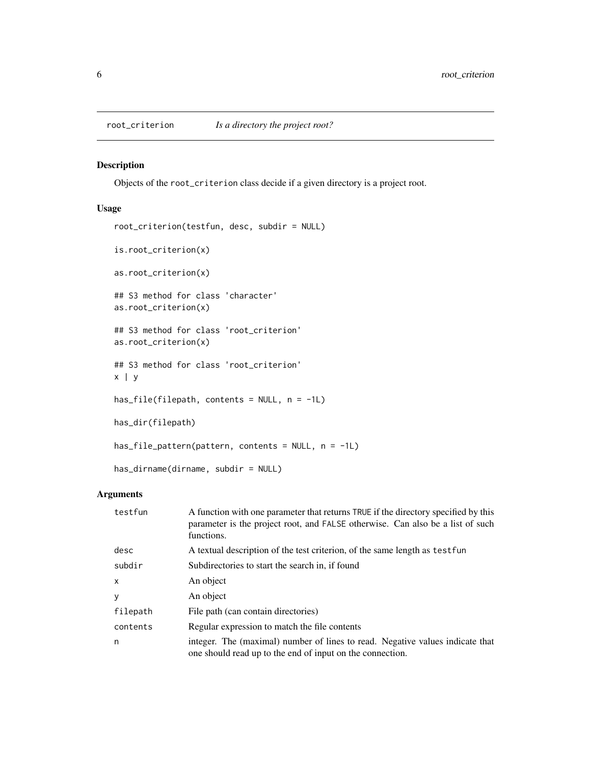## root_criterion *Is a directory the project root?*

### Description

Objects of the `root_criterion` class decide if a given directory is a project root.

### Usage

```
root_criterion(testfun, desc, subdir = NULL)

is.root_criterion(x)

as.root_criterion(x)

## S3 method for class 'character'
as.root_criterion(x)

## S3 method for class 'root_criterion'
as.root_criterion(x)

## S3 method for class 'root_criterion'
x | y

has_file(filepath, contents = NULL, n = -1L)

has_dir(filepath)

has_file_pattern(pattern, contents = NULL, n = -1L)

has_dirname(dirname, subdir = NULL)
```

### Arguments

| Argument | Description |
| --- | --- |
| `testfun` | A function with one parameter that returns `TRUE` if the directory specified by this parameter is the project root, and `FALSE` otherwise. Can also be a list of such functions. |
| `desc` | A textual description of the test criterion, of the same length as `testfun` |
| `subdir` | Subdirectories to start the search in, if found |
| `x` | An object |
| `y` | An object |
| `filepath` | File path (can contain directories) |
| `contents` | Regular expression to match the file contents |
| `n` | integer. The (maximal) number of lines to read. Negative values indicate that one should read up to the end of input on the connection. |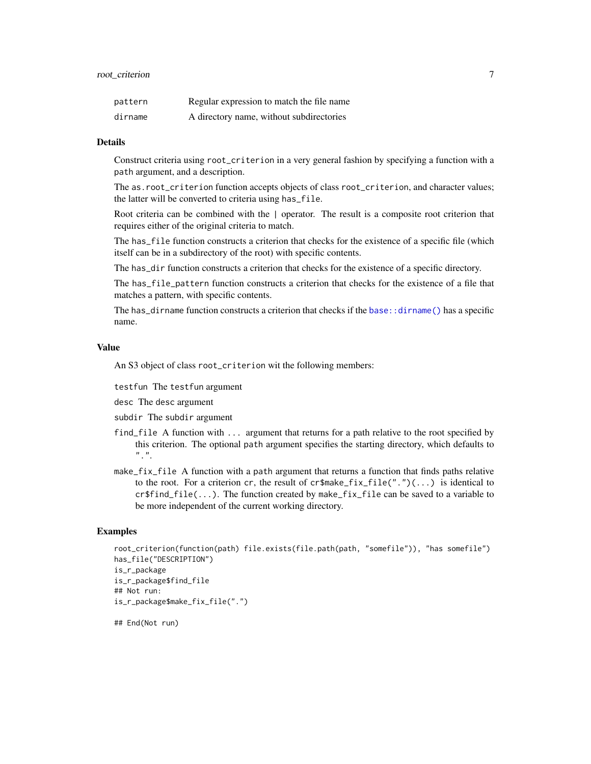| | |
|---|---|
| `pattern` | Regular expression to match the file name |
| `dirname` | A directory name, without subdirectories |

## Details

Construct criteria using `root_criterion` in a very general fashion by specifying a function with a `path` argument, and a description.

The `as.root_criterion` function accepts objects of class `root_criterion`, and character values; the latter will be converted to criteria using `has_file`.

Root criteria can be combined with the `|` operator. The result is a composite root criterion that requires either of the original criteria to match.

The `has_file` function constructs a criterion that checks for the existence of a specific file (which itself can be in a subdirectory of the root) with specific contents.

The `has_dir` function constructs a criterion that checks for the existence of a specific directory.

The `has_file_pattern` function constructs a criterion that checks for the existence of a file that matches a pattern, with specific contents.

The `has_dirname` function constructs a criterion that checks if the `base::dirname()` has a specific name.

## Value

An S3 object of class `root_criterion` wit the following members:

- `testfun` The `testfun` argument
- `desc` The `desc` argument
- `subdir` The `subdir` argument
- `find_file` A function with `...` argument that returns for a path relative to the root specified by this criterion. The optional `path` argument specifies the starting directory, which defaults to `"."`.
- `make_fix_file` A function with a `path` argument that returns a function that finds paths relative to the root. For a criterion `cr`, the result of `cr$make_fix_file(".")(...)` is identical to `cr$find_file(...)`. The function created by `make_fix_file` can be saved to a variable to be more independent of the current working directory.

## Examples

```
root_criterion(function(path) file.exists(file.path(path, "somefile")), "has somefile")
has_file("DESCRIPTION")
is_r_package
is_r_package$find_file
## Not run:
is_r_package$make_fix_file(".")

## End(Not run)
```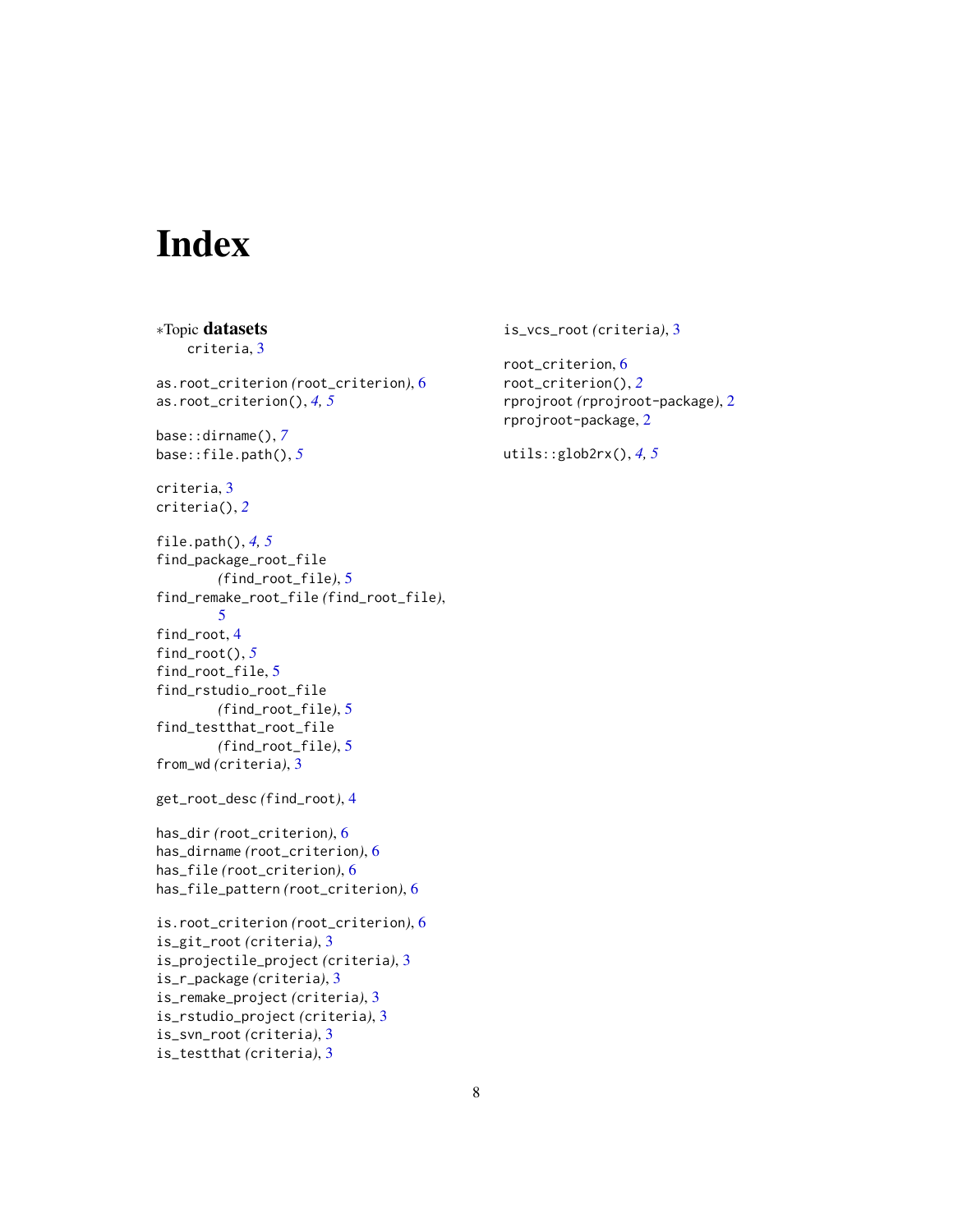# Index

*Topic **datasets**
    criteria, 3

as.root_criterion *(*root_criterion*)*, 6
as.root_criterion(), *4, 5*

base::dirname(), *7*
base::file.path(), *5*

criteria, 3
criteria(), *2*

file.path(), *4, 5*
find_package_root_file *(*find_root_file*)*, 5
find_remake_root_file *(*find_root_file*)*, 5
find_root, 4
find_root(), *5*
find_root_file, 5
find_rstudio_root_file *(*find_root_file*)*, 5
find_testthat_root_file *(*find_root_file*)*, 5
from_wd *(*criteria*)*, 3

get_root_desc *(*find_root*)*, 4

has_dir *(*root_criterion*)*, 6
has_dirname *(*root_criterion*)*, 6
has_file *(*root_criterion*)*, 6
has_file_pattern *(*root_criterion*)*, 6

is.root_criterion *(*root_criterion*)*, 6
is_git_root *(*criteria*)*, 3
is_projectile_project *(*criteria*)*, 3
is_r_package *(*criteria*)*, 3
is_remake_project *(*criteria*)*, 3
is_rstudio_project *(*criteria*)*, 3
is_svn_root *(*criteria*)*, 3
is_testthat *(*criteria*)*, 3
is_vcs_root *(*criteria*)*, 3

root_criterion, 6
root_criterion(), *2*
rprojroot *(*rprojroot-package*)*, 2
rprojroot-package, 2

utils::glob2rx(), *4, 5*